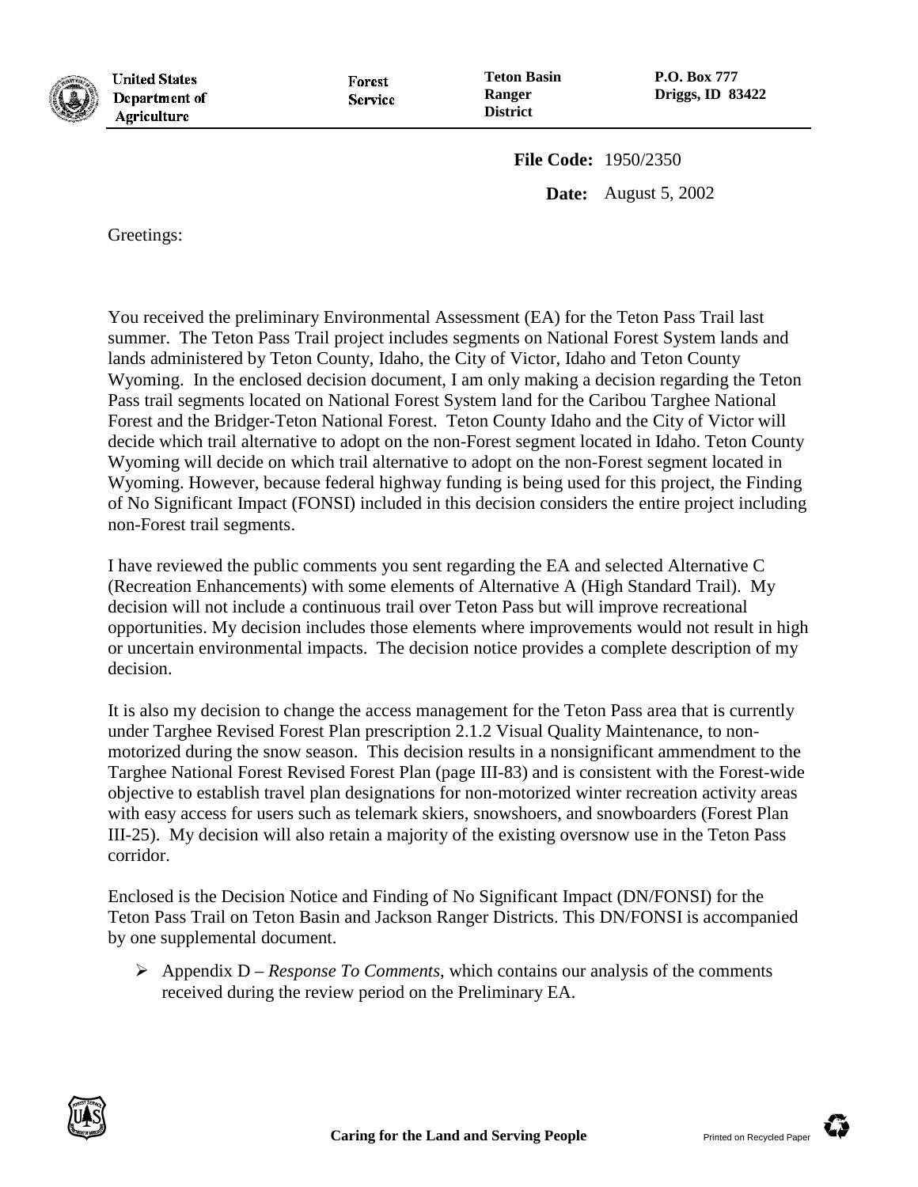United States Department of Agriculture | Forest Service | Teton Basin Ranger District | P.O. Box 777 Driggs, ID 83422

**File Code:** 1950/2350

**Date:** August 5, 2002

Greetings:

You received the preliminary Environmental Assessment (EA) for the Teton Pass Trail last summer. The Teton Pass Trail project includes segments on National Forest System lands and lands administered by Teton County, Idaho, the City of Victor, Idaho and Teton County Wyoming. In the enclosed decision document, I am only making a decision regarding the Teton Pass trail segments located on National Forest System land for the Caribou Targhee National Forest and the Bridger-Teton National Forest. Teton County Idaho and the City of Victor will decide which trail alternative to adopt on the non-Forest segment located in Idaho. Teton County Wyoming will decide on which trail alternative to adopt on the non-Forest segment located in Wyoming. However, because federal highway funding is being used for this project, the Finding of No Significant Impact (FONSI) included in this decision considers the entire project including non-Forest trail segments.

I have reviewed the public comments you sent regarding the EA and selected Alternative C (Recreation Enhancements) with some elements of Alternative A (High Standard Trail). My decision will not include a continuous trail over Teton Pass but will improve recreational opportunities. My decision includes those elements where improvements would not result in high or uncertain environmental impacts. The decision notice provides a complete description of my decision.

It is also my decision to change the access management for the Teton Pass area that is currently under Targhee Revised Forest Plan prescription 2.1.2 Visual Quality Maintenance, to non-motorized during the snow season. This decision results in a nonsignificant ammendment to the Targhee National Forest Revised Forest Plan (page III-83) and is consistent with the Forest-wide objective to establish travel plan designations for non-motorized winter recreation activity areas with easy access for users such as telemark skiers, snowshoers, and snowboarders (Forest Plan III-25). My decision will also retain a majority of the existing oversnow use in the Teton Pass corridor.

Enclosed is the Decision Notice and Finding of No Significant Impact (DN/FONSI) for the Teton Pass Trail on Teton Basin and Jackson Ranger Districts. This DN/FONSI is accompanied by one supplemental document.

- Appendix D – *Response To Comments*, which contains our analysis of the comments received during the review period on the Preliminary EA.

**Caring for the Land and Serving People** Printed on Recycled Paper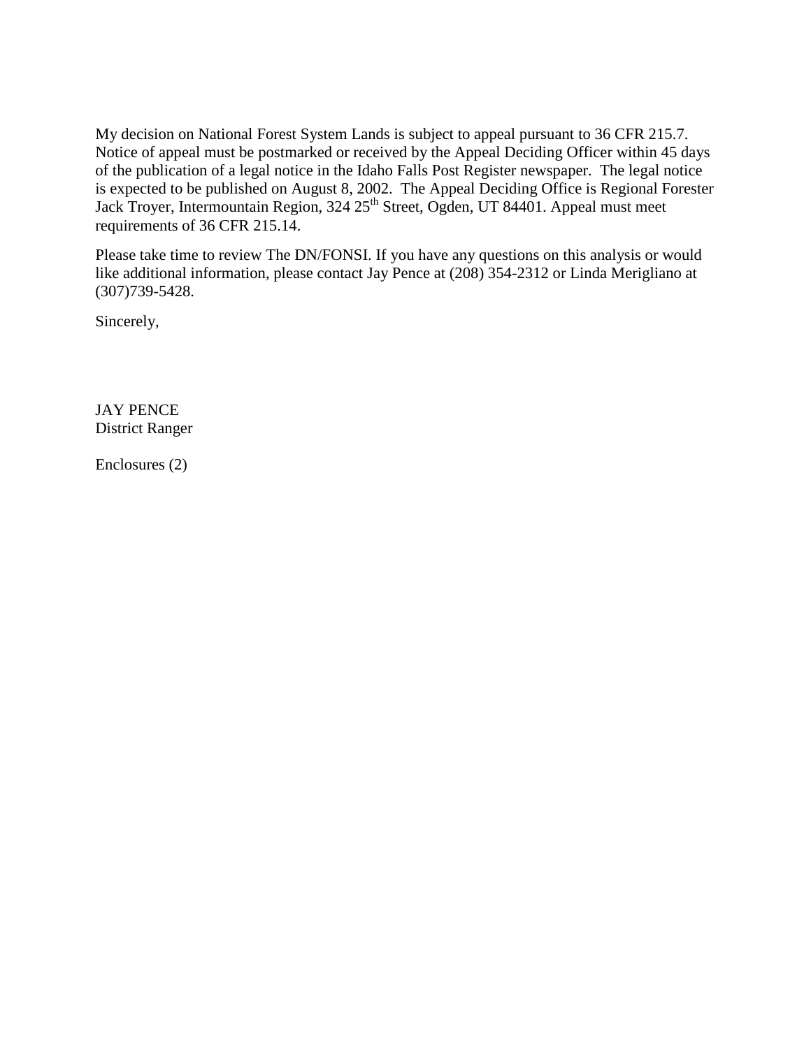My decision on National Forest System Lands is subject to appeal pursuant to 36 CFR 215.7. Notice of appeal must be postmarked or received by the Appeal Deciding Officer within 45 days of the publication of a legal notice in the Idaho Falls Post Register newspaper. The legal notice is expected to be published on August 8, 2002. The Appeal Deciding Office is Regional Forester Jack Troyer, Intermountain Region, 324 25th Street, Ogden, UT 84401. Appeal must meet requirements of 36 CFR 215.14.

Please take time to review The DN/FONSI. If you have any questions on this analysis or would like additional information, please contact Jay Pence at (208) 354-2312 or Linda Merigliano at (307)739-5428.

Sincerely,

JAY PENCE
District Ranger

Enclosures (2)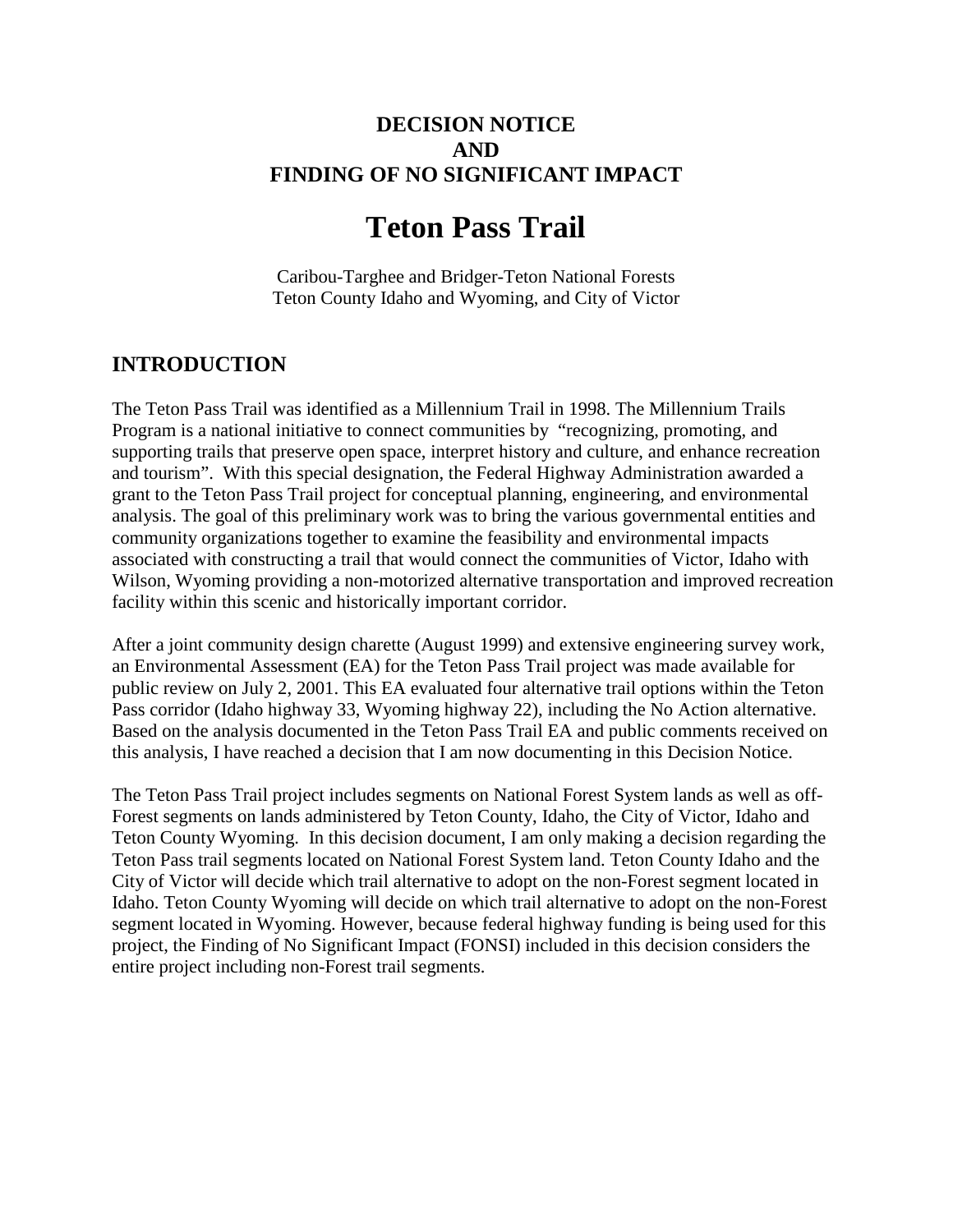**DECISION NOTICE**
**AND**
**FINDING OF NO SIGNIFICANT IMPACT**

# Teton Pass Trail

Caribou-Targhee and Bridger-Teton National Forests
Teton County Idaho and Wyoming, and City of Victor

## INTRODUCTION

The Teton Pass Trail was identified as a Millennium Trail in 1998. The Millennium Trails Program is a national initiative to connect communities by "recognizing, promoting, and supporting trails that preserve open space, interpret history and culture, and enhance recreation and tourism". With this special designation, the Federal Highway Administration awarded a grant to the Teton Pass Trail project for conceptual planning, engineering, and environmental analysis. The goal of this preliminary work was to bring the various governmental entities and community organizations together to examine the feasibility and environmental impacts associated with constructing a trail that would connect the communities of Victor, Idaho with Wilson, Wyoming providing a non-motorized alternative transportation and improved recreation facility within this scenic and historically important corridor.

After a joint community design charette (August 1999) and extensive engineering survey work, an Environmental Assessment (EA) for the Teton Pass Trail project was made available for public review on July 2, 2001. This EA evaluated four alternative trail options within the Teton Pass corridor (Idaho highway 33, Wyoming highway 22), including the No Action alternative. Based on the analysis documented in the Teton Pass Trail EA and public comments received on this analysis, I have reached a decision that I am now documenting in this Decision Notice.

The Teton Pass Trail project includes segments on National Forest System lands as well as off-Forest segments on lands administered by Teton County, Idaho, the City of Victor, Idaho and Teton County Wyoming. In this decision document, I am only making a decision regarding the Teton Pass trail segments located on National Forest System land. Teton County Idaho and the City of Victor will decide which trail alternative to adopt on the non-Forest segment located in Idaho. Teton County Wyoming will decide on which trail alternative to adopt on the non-Forest segment located in Wyoming. However, because federal highway funding is being used for this project, the Finding of No Significant Impact (FONSI) included in this decision considers the entire project including non-Forest trail segments.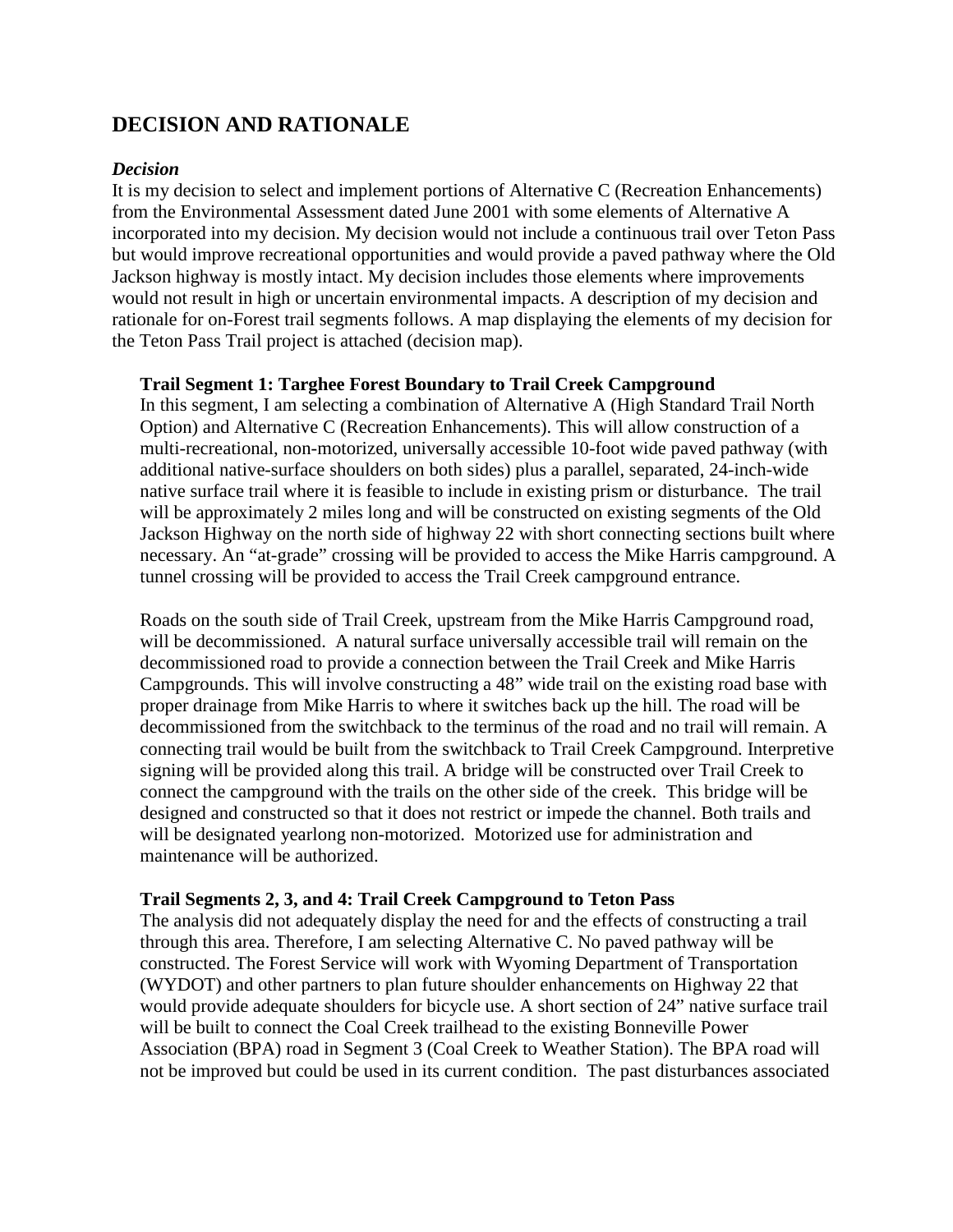## DECISION AND RATIONALE

### *Decision*

It is my decision to select and implement portions of Alternative C (Recreation Enhancements) from the Environmental Assessment dated June 2001 with some elements of Alternative A incorporated into my decision. My decision would not include a continuous trail over Teton Pass but would improve recreational opportunities and would provide a paved pathway where the Old Jackson highway is mostly intact. My decision includes those elements where improvements would not result in high or uncertain environmental impacts. A description of my decision and rationale for on-Forest trail segments follows. A map displaying the elements of my decision for the Teton Pass Trail project is attached (decision map).

**Trail Segment 1: Targhee Forest Boundary to Trail Creek Campground**

In this segment, I am selecting a combination of Alternative A (High Standard Trail North Option) and Alternative C (Recreation Enhancements). This will allow construction of a multi-recreational, non-motorized, universally accessible 10-foot wide paved pathway (with additional native-surface shoulders on both sides) plus a parallel, separated, 24-inch-wide native surface trail where it is feasible to include in existing prism or disturbance. The trail will be approximately 2 miles long and will be constructed on existing segments of the Old Jackson Highway on the north side of highway 22 with short connecting sections built where necessary. An "at-grade" crossing will be provided to access the Mike Harris campground. A tunnel crossing will be provided to access the Trail Creek campground entrance.

Roads on the south side of Trail Creek, upstream from the Mike Harris Campground road, will be decommissioned. A natural surface universally accessible trail will remain on the decommissioned road to provide a connection between the Trail Creek and Mike Harris Campgrounds. This will involve constructing a 48" wide trail on the existing road base with proper drainage from Mike Harris to where it switches back up the hill. The road will be decommissioned from the switchback to the terminus of the road and no trail will remain. A connecting trail would be built from the switchback to Trail Creek Campground. Interpretive signing will be provided along this trail. A bridge will be constructed over Trail Creek to connect the campground with the trails on the other side of the creek. This bridge will be designed and constructed so that it does not restrict or impede the channel. Both trails and will be designated yearlong non-motorized. Motorized use for administration and maintenance will be authorized.

**Trail Segments 2, 3, and 4: Trail Creek Campground to Teton Pass**

The analysis did not adequately display the need for and the effects of constructing a trail through this area. Therefore, I am selecting Alternative C. No paved pathway will be constructed. The Forest Service will work with Wyoming Department of Transportation (WYDOT) and other partners to plan future shoulder enhancements on Highway 22 that would provide adequate shoulders for bicycle use. A short section of 24" native surface trail will be built to connect the Coal Creek trailhead to the existing Bonneville Power Association (BPA) road in Segment 3 (Coal Creek to Weather Station). The BPA road will not be improved but could be used in its current condition. The past disturbances associated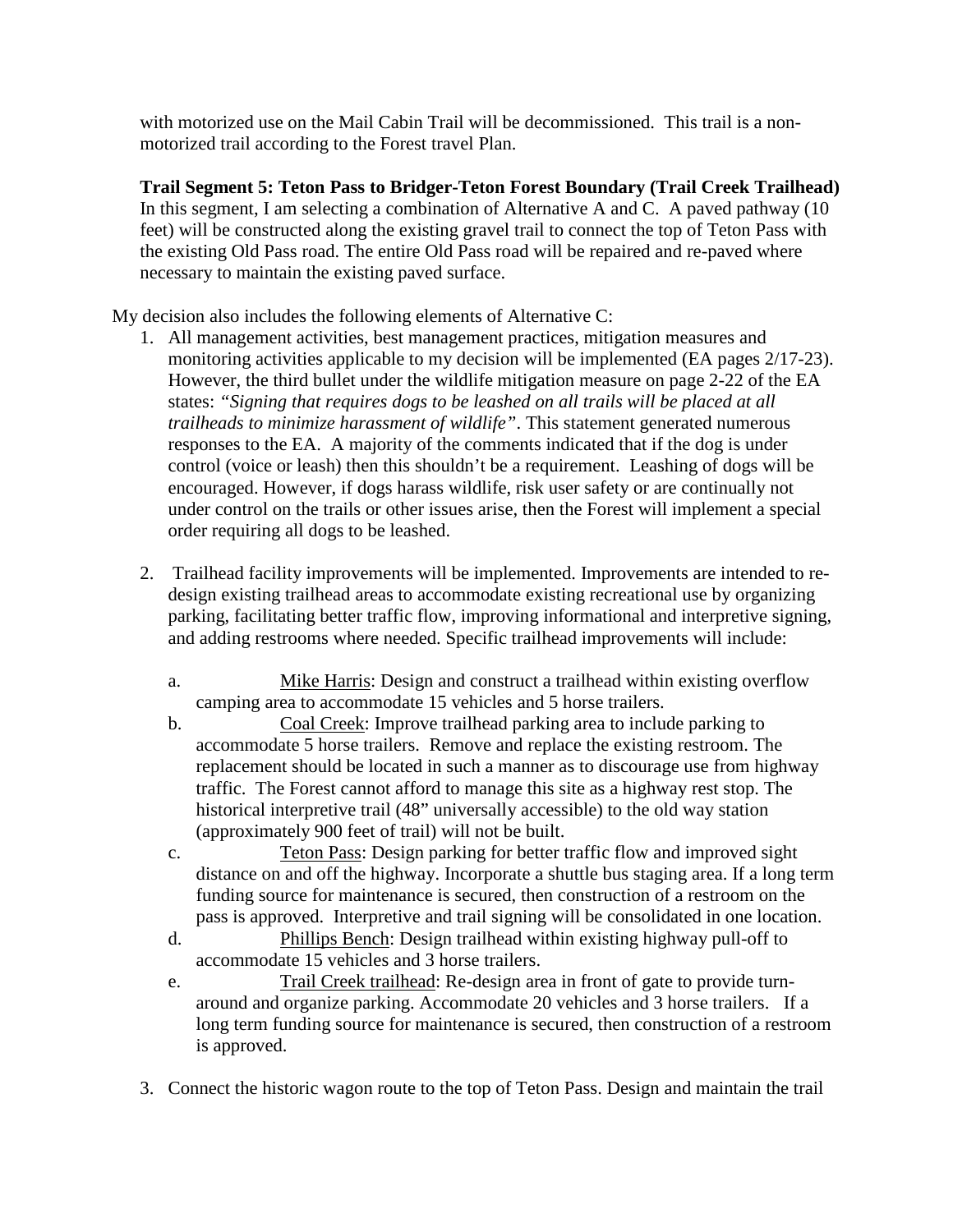with motorized use on the Mail Cabin Trail will be decommissioned. This trail is a non-motorized trail according to the Forest travel Plan.

**Trail Segment 5: Teton Pass to Bridger-Teton Forest Boundary (Trail Creek Trailhead)**
In this segment, I am selecting a combination of Alternative A and C. A paved pathway (10 feet) will be constructed along the existing gravel trail to connect the top of Teton Pass with the existing Old Pass road. The entire Old Pass road will be repaired and re-paved where necessary to maintain the existing paved surface.

My decision also includes the following elements of Alternative C:

1. All management activities, best management practices, mitigation measures and monitoring activities applicable to my decision will be implemented (EA pages 2/17-23). However, the third bullet under the wildlife mitigation measure on page 2-22 of the EA states: *"Signing that requires dogs to be leashed on all trails will be placed at all trailheads to minimize harassment of wildlife"*. This statement generated numerous responses to the EA. A majority of the comments indicated that if the dog is under control (voice or leash) then this shouldn't be a requirement. Leashing of dogs will be encouraged. However, if dogs harass wildlife, risk user safety or are continually not under control on the trails or other issues arise, then the Forest will implement a special order requiring all dogs to be leashed.

2. Trailhead facility improvements will be implemented. Improvements are intended to re-design existing trailhead areas to accommodate existing recreational use by organizing parking, facilitating better traffic flow, improving informational and interpretive signing, and adding restrooms where needed. Specific trailhead improvements will include:

   a. <u>Mike Harris</u>: Design and construct a trailhead within existing overflow camping area to accommodate 15 vehicles and 5 horse trailers.
   b. <u>Coal Creek</u>: Improve trailhead parking area to include parking to accommodate 5 horse trailers. Remove and replace the existing restroom. The replacement should be located in such a manner as to discourage use from highway traffic. The Forest cannot afford to manage this site as a highway rest stop. The historical interpretive trail (48" universally accessible) to the old way station (approximately 900 feet of trail) will not be built.
   c. <u>Teton Pass</u>: Design parking for better traffic flow and improved sight distance on and off the highway. Incorporate a shuttle bus staging area. If a long term funding source for maintenance is secured, then construction of a restroom on the pass is approved. Interpretive and trail signing will be consolidated in one location.
   d. <u>Phillips Bench</u>: Design trailhead within existing highway pull-off to accommodate 15 vehicles and 3 horse trailers.
   e. <u>Trail Creek trailhead</u>: Re-design area in front of gate to provide turn-around and organize parking. Accommodate 20 vehicles and 3 horse trailers. If a long term funding source for maintenance is secured, then construction of a restroom is approved.

3. Connect the historic wagon route to the top of Teton Pass. Design and maintain the trail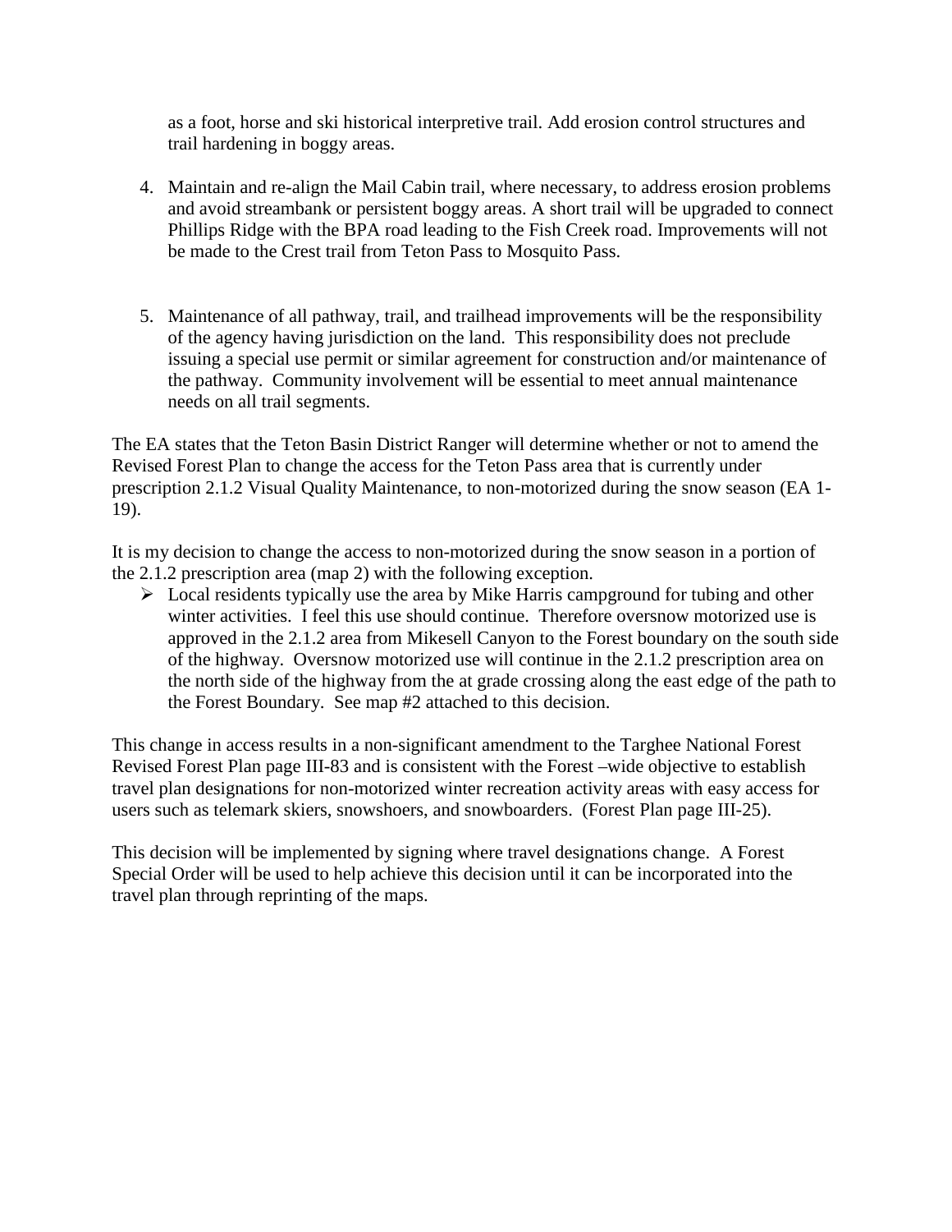as a foot, horse and ski historical interpretive trail. Add erosion control structures and trail hardening in boggy areas.

4. Maintain and re-align the Mail Cabin trail, where necessary, to address erosion problems and avoid streambank or persistent boggy areas. A short trail will be upgraded to connect Phillips Ridge with the BPA road leading to the Fish Creek road. Improvements will not be made to the Crest trail from Teton Pass to Mosquito Pass.

5. Maintenance of all pathway, trail, and trailhead improvements will be the responsibility of the agency having jurisdiction on the land. This responsibility does not preclude issuing a special use permit or similar agreement for construction and/or maintenance of the pathway. Community involvement will be essential to meet annual maintenance needs on all trail segments.

The EA states that the Teton Basin District Ranger will determine whether or not to amend the Revised Forest Plan to change the access for the Teton Pass area that is currently under prescription 2.1.2 Visual Quality Maintenance, to non-motorized during the snow season (EA 1-19).

It is my decision to change the access to non-motorized during the snow season in a portion of the 2.1.2 prescription area (map 2) with the following exception.

- Local residents typically use the area by Mike Harris campground for tubing and other winter activities. I feel this use should continue. Therefore oversnow motorized use is approved in the 2.1.2 area from Mikesell Canyon to the Forest boundary on the south side of the highway. Oversnow motorized use will continue in the 2.1.2 prescription area on the north side of the highway from the at grade crossing along the east edge of the path to the Forest Boundary. See map #2 attached to this decision.

This change in access results in a non-significant amendment to the Targhee National Forest Revised Forest Plan page III-83 and is consistent with the Forest –wide objective to establish travel plan designations for non-motorized winter recreation activity areas with easy access for users such as telemark skiers, snowshoers, and snowboarders. (Forest Plan page III-25).

This decision will be implemented by signing where travel designations change. A Forest Special Order will be used to help achieve this decision until it can be incorporated into the travel plan through reprinting of the maps.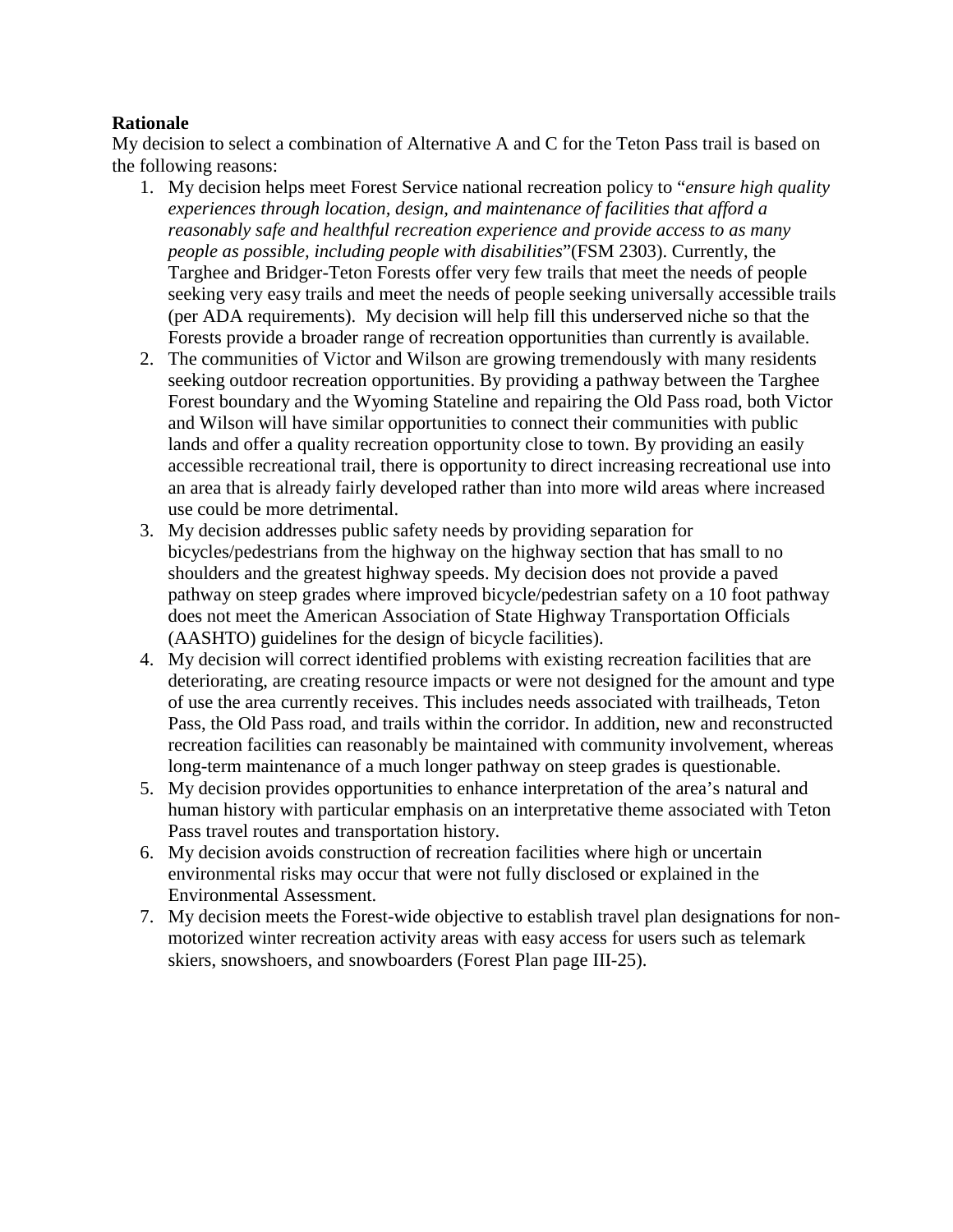**Rationale**

My decision to select a combination of Alternative A and C for the Teton Pass trail is based on the following reasons:

1. My decision helps meet Forest Service national recreation policy to "*ensure high quality experiences through location, design, and maintenance of facilities that afford a reasonably safe and healthful recreation experience and provide access to as many people as possible, including people with disabilities*"(FSM 2303). Currently, the Targhee and Bridger-Teton Forests offer very few trails that meet the needs of people seeking very easy trails and meet the needs of people seeking universally accessible trails (per ADA requirements). My decision will help fill this underserved niche so that the Forests provide a broader range of recreation opportunities than currently is available.
2. The communities of Victor and Wilson are growing tremendously with many residents seeking outdoor recreation opportunities. By providing a pathway between the Targhee Forest boundary and the Wyoming Stateline and repairing the Old Pass road, both Victor and Wilson will have similar opportunities to connect their communities with public lands and offer a quality recreation opportunity close to town. By providing an easily accessible recreational trail, there is opportunity to direct increasing recreational use into an area that is already fairly developed rather than into more wild areas where increased use could be more detrimental.
3. My decision addresses public safety needs by providing separation for bicycles/pedestrians from the highway on the highway section that has small to no shoulders and the greatest highway speeds. My decision does not provide a paved pathway on steep grades where improved bicycle/pedestrian safety on a 10 foot pathway does not meet the American Association of State Highway Transportation Officials (AASHTO) guidelines for the design of bicycle facilities).
4. My decision will correct identified problems with existing recreation facilities that are deteriorating, are creating resource impacts or were not designed for the amount and type of use the area currently receives. This includes needs associated with trailheads, Teton Pass, the Old Pass road, and trails within the corridor. In addition, new and reconstructed recreation facilities can reasonably be maintained with community involvement, whereas long-term maintenance of a much longer pathway on steep grades is questionable.
5. My decision provides opportunities to enhance interpretation of the area's natural and human history with particular emphasis on an interpretative theme associated with Teton Pass travel routes and transportation history.
6. My decision avoids construction of recreation facilities where high or uncertain environmental risks may occur that were not fully disclosed or explained in the Environmental Assessment.
7. My decision meets the Forest-wide objective to establish travel plan designations for non-motorized winter recreation activity areas with easy access for users such as telemark skiers, snowshoers, and snowboarders (Forest Plan page III-25).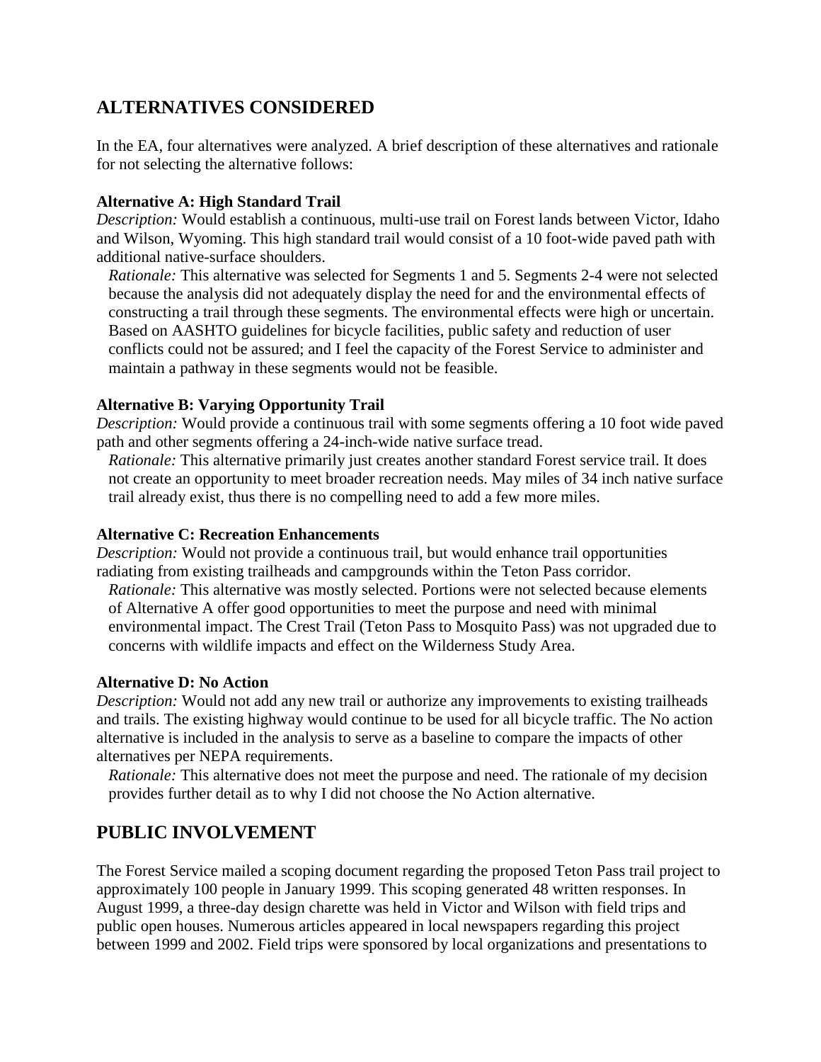## ALTERNATIVES CONSIDERED

In the EA, four alternatives were analyzed. A brief description of these alternatives and rationale for not selecting the alternative follows:

**Alternative A: High Standard Trail**

*Description:* Would establish a continuous, multi-use trail on Forest lands between Victor, Idaho and Wilson, Wyoming. This high standard trail would consist of a 10 foot-wide paved path with additional native-surface shoulders.

*Rationale:* This alternative was selected for Segments 1 and 5. Segments 2-4 were not selected because the analysis did not adequately display the need for and the environmental effects of constructing a trail through these segments. The environmental effects were high or uncertain. Based on AASHTO guidelines for bicycle facilities, public safety and reduction of user conflicts could not be assured; and I feel the capacity of the Forest Service to administer and maintain a pathway in these segments would not be feasible.

**Alternative B: Varying Opportunity Trail**

*Description:* Would provide a continuous trail with some segments offering a 10 foot wide paved path and other segments offering a 24-inch-wide native surface tread.

*Rationale:* This alternative primarily just creates another standard Forest service trail. It does not create an opportunity to meet broader recreation needs. May miles of 34 inch native surface trail already exist, thus there is no compelling need to add a few more miles.

**Alternative C: Recreation Enhancements**

*Description:* Would not provide a continuous trail, but would enhance trail opportunities radiating from existing trailheads and campgrounds within the Teton Pass corridor.

*Rationale:* This alternative was mostly selected. Portions were not selected because elements of Alternative A offer good opportunities to meet the purpose and need with minimal environmental impact. The Crest Trail (Teton Pass to Mosquito Pass) was not upgraded due to concerns with wildlife impacts and effect on the Wilderness Study Area.

**Alternative D: No Action**

*Description:* Would not add any new trail or authorize any improvements to existing trailheads and trails. The existing highway would continue to be used for all bicycle traffic. The No action alternative is included in the analysis to serve as a baseline to compare the impacts of other alternatives per NEPA requirements.

*Rationale:* This alternative does not meet the purpose and need. The rationale of my decision provides further detail as to why I did not choose the No Action alternative.

## PUBLIC INVOLVEMENT

The Forest Service mailed a scoping document regarding the proposed Teton Pass trail project to approximately 100 people in January 1999. This scoping generated 48 written responses. In August 1999, a three-day design charette was held in Victor and Wilson with field trips and public open houses. Numerous articles appeared in local newspapers regarding this project between 1999 and 2002. Field trips were sponsored by local organizations and presentations to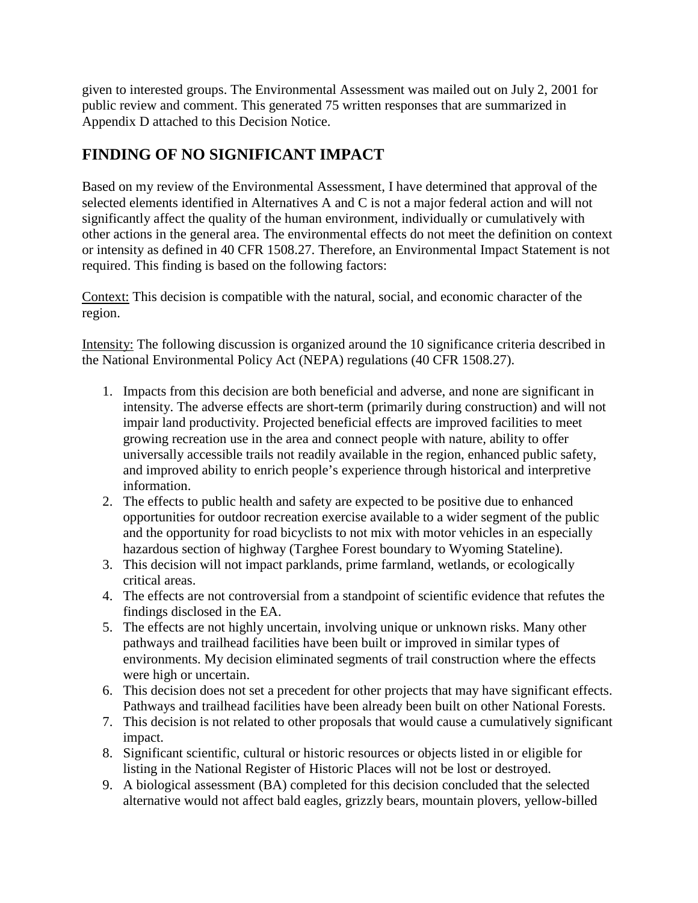given to interested groups. The Environmental Assessment was mailed out on July 2, 2001 for public review and comment. This generated 75 written responses that are summarized in Appendix D attached to this Decision Notice.

## FINDING OF NO SIGNIFICANT IMPACT

Based on my review of the Environmental Assessment, I have determined that approval of the selected elements identified in Alternatives A and C is not a major federal action and will not significantly affect the quality of the human environment, individually or cumulatively with other actions in the general area. The environmental effects do not meet the definition on context or intensity as defined in 40 CFR 1508.27. Therefore, an Environmental Impact Statement is not required. This finding is based on the following factors:

<u>Context:</u> This decision is compatible with the natural, social, and economic character of the region.

<u>Intensity:</u> The following discussion is organized around the 10 significance criteria described in the National Environmental Policy Act (NEPA) regulations (40 CFR 1508.27).

1. Impacts from this decision are both beneficial and adverse, and none are significant in intensity. The adverse effects are short-term (primarily during construction) and will not impair land productivity. Projected beneficial effects are improved facilities to meet growing recreation use in the area and connect people with nature, ability to offer universally accessible trails not readily available in the region, enhanced public safety, and improved ability to enrich people's experience through historical and interpretive information.
2. The effects to public health and safety are expected to be positive due to enhanced opportunities for outdoor recreation exercise available to a wider segment of the public and the opportunity for road bicyclists to not mix with motor vehicles in an especially hazardous section of highway (Targhee Forest boundary to Wyoming Stateline).
3. This decision will not impact parklands, prime farmland, wetlands, or ecologically critical areas.
4. The effects are not controversial from a standpoint of scientific evidence that refutes the findings disclosed in the EA.
5. The effects are not highly uncertain, involving unique or unknown risks. Many other pathways and trailhead facilities have been built or improved in similar types of environments. My decision eliminated segments of trail construction where the effects were high or uncertain.
6. This decision does not set a precedent for other projects that may have significant effects. Pathways and trailhead facilities have been already been built on other National Forests.
7. This decision is not related to other proposals that would cause a cumulatively significant impact.
8. Significant scientific, cultural or historic resources or objects listed in or eligible for listing in the National Register of Historic Places will not be lost or destroyed.
9. A biological assessment (BA) completed for this decision concluded that the selected alternative would not affect bald eagles, grizzly bears, mountain plovers, yellow-billed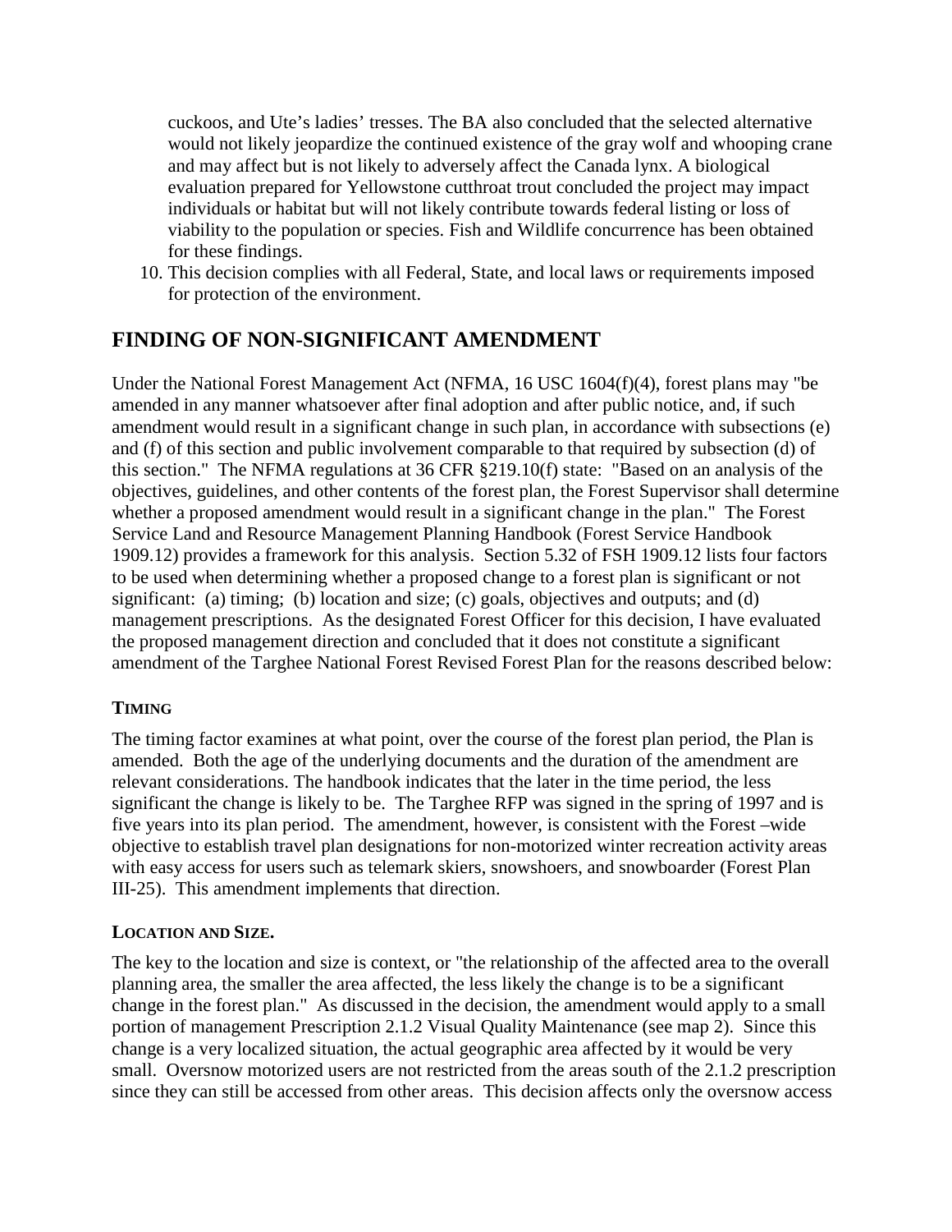cuckoos, and Ute's ladies' tresses. The BA also concluded that the selected alternative would not likely jeopardize the continued existence of the gray wolf and whooping crane and may affect but is not likely to adversely affect the Canada lynx. A biological evaluation prepared for Yellowstone cutthroat trout concluded the project may impact individuals or habitat but will not likely contribute towards federal listing or loss of viability to the population or species. Fish and Wildlife concurrence has been obtained for these findings.

10. This decision complies with all Federal, State, and local laws or requirements imposed for protection of the environment.

## FINDING OF NON-SIGNIFICANT AMENDMENT

Under the National Forest Management Act (NFMA, 16 USC 1604(f)(4), forest plans may "be amended in any manner whatsoever after final adoption and after public notice, and, if such amendment would result in a significant change in such plan, in accordance with subsections (e) and (f) of this section and public involvement comparable to that required by subsection (d) of this section." The NFMA regulations at 36 CFR §219.10(f) state: "Based on an analysis of the objectives, guidelines, and other contents of the forest plan, the Forest Supervisor shall determine whether a proposed amendment would result in a significant change in the plan." The Forest Service Land and Resource Management Planning Handbook (Forest Service Handbook 1909.12) provides a framework for this analysis. Section 5.32 of FSH 1909.12 lists four factors to be used when determining whether a proposed change to a forest plan is significant or not significant: (a) timing; (b) location and size; (c) goals, objectives and outputs; and (d) management prescriptions. As the designated Forest Officer for this decision, I have evaluated the proposed management direction and concluded that it does not constitute a significant amendment of the Targhee National Forest Revised Forest Plan for the reasons described below:

### TIMING

The timing factor examines at what point, over the course of the forest plan period, the Plan is amended. Both the age of the underlying documents and the duration of the amendment are relevant considerations. The handbook indicates that the later in the time period, the less significant the change is likely to be. The Targhee RFP was signed in the spring of 1997 and is five years into its plan period. The amendment, however, is consistent with the Forest –wide objective to establish travel plan designations for non-motorized winter recreation activity areas with easy access for users such as telemark skiers, snowshoers, and snowboarder (Forest Plan III-25). This amendment implements that direction.

### LOCATION AND SIZE.

The key to the location and size is context, or "the relationship of the affected area to the overall planning area, the smaller the area affected, the less likely the change is to be a significant change in the forest plan." As discussed in the decision, the amendment would apply to a small portion of management Prescription 2.1.2 Visual Quality Maintenance (see map 2). Since this change is a very localized situation, the actual geographic area affected by it would be very small. Oversnow motorized users are not restricted from the areas south of the 2.1.2 prescription since they can still be accessed from other areas. This decision affects only the oversnow access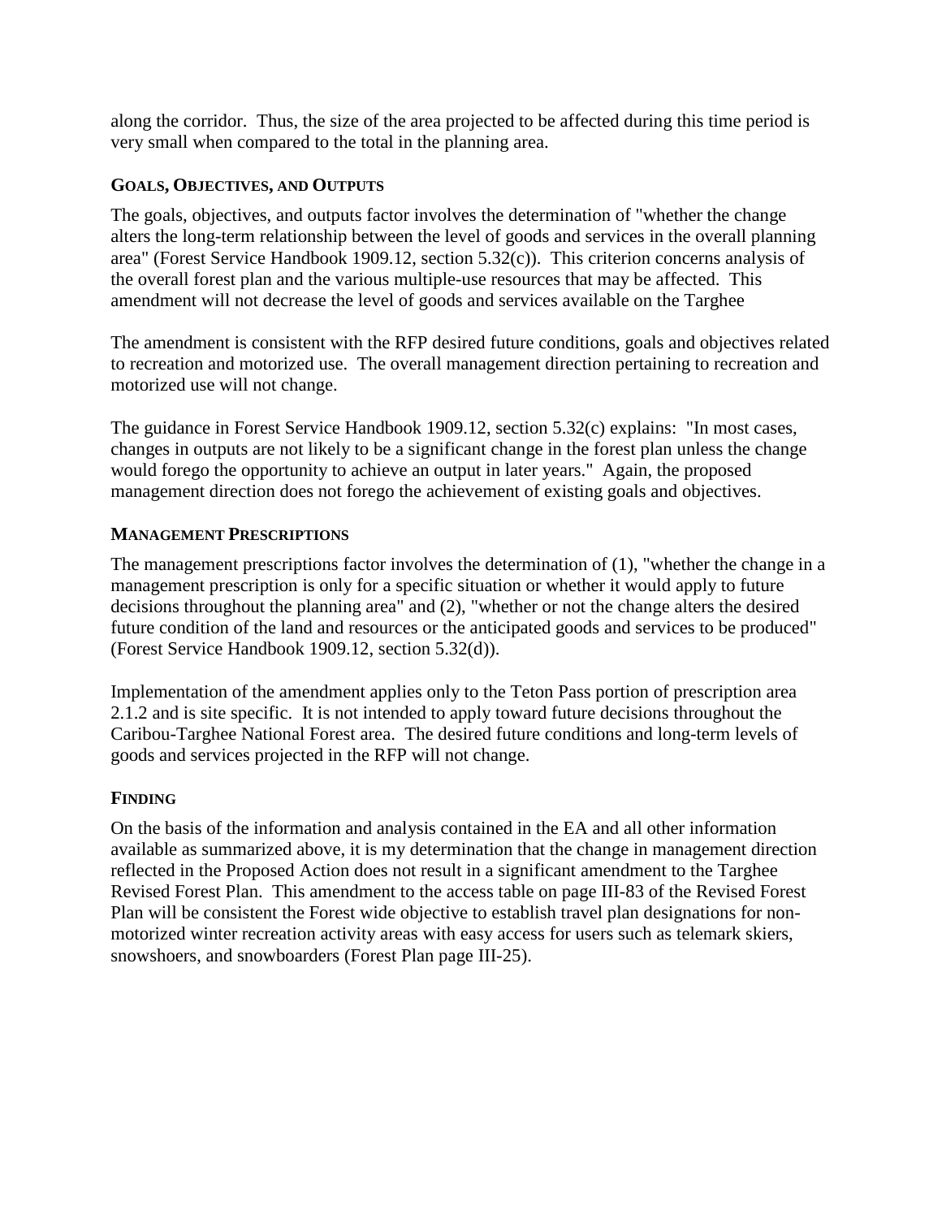along the corridor. Thus, the size of the area projected to be affected during this time period is very small when compared to the total in the planning area.

### GOALS, OBJECTIVES, AND OUTPUTS

The goals, objectives, and outputs factor involves the determination of "whether the change alters the long-term relationship between the level of goods and services in the overall planning area" (Forest Service Handbook 1909.12, section 5.32(c)). This criterion concerns analysis of the overall forest plan and the various multiple-use resources that may be affected. This amendment will not decrease the level of goods and services available on the Targhee

The amendment is consistent with the RFP desired future conditions, goals and objectives related to recreation and motorized use. The overall management direction pertaining to recreation and motorized use will not change.

The guidance in Forest Service Handbook 1909.12, section 5.32(c) explains: "In most cases, changes in outputs are not likely to be a significant change in the forest plan unless the change would forego the opportunity to achieve an output in later years." Again, the proposed management direction does not forego the achievement of existing goals and objectives.

### MANAGEMENT PRESCRIPTIONS

The management prescriptions factor involves the determination of (1), "whether the change in a management prescription is only for a specific situation or whether it would apply to future decisions throughout the planning area" and (2), "whether or not the change alters the desired future condition of the land and resources or the anticipated goods and services to be produced" (Forest Service Handbook 1909.12, section 5.32(d)).

Implementation of the amendment applies only to the Teton Pass portion of prescription area 2.1.2 and is site specific. It is not intended to apply toward future decisions throughout the Caribou-Targhee National Forest area. The desired future conditions and long-term levels of goods and services projected in the RFP will not change.

### FINDING

On the basis of the information and analysis contained in the EA and all other information available as summarized above, it is my determination that the change in management direction reflected in the Proposed Action does not result in a significant amendment to the Targhee Revised Forest Plan. This amendment to the access table on page III-83 of the Revised Forest Plan will be consistent the Forest wide objective to establish travel plan designations for non-motorized winter recreation activity areas with easy access for users such as telemark skiers, snowshoers, and snowboarders (Forest Plan page III-25).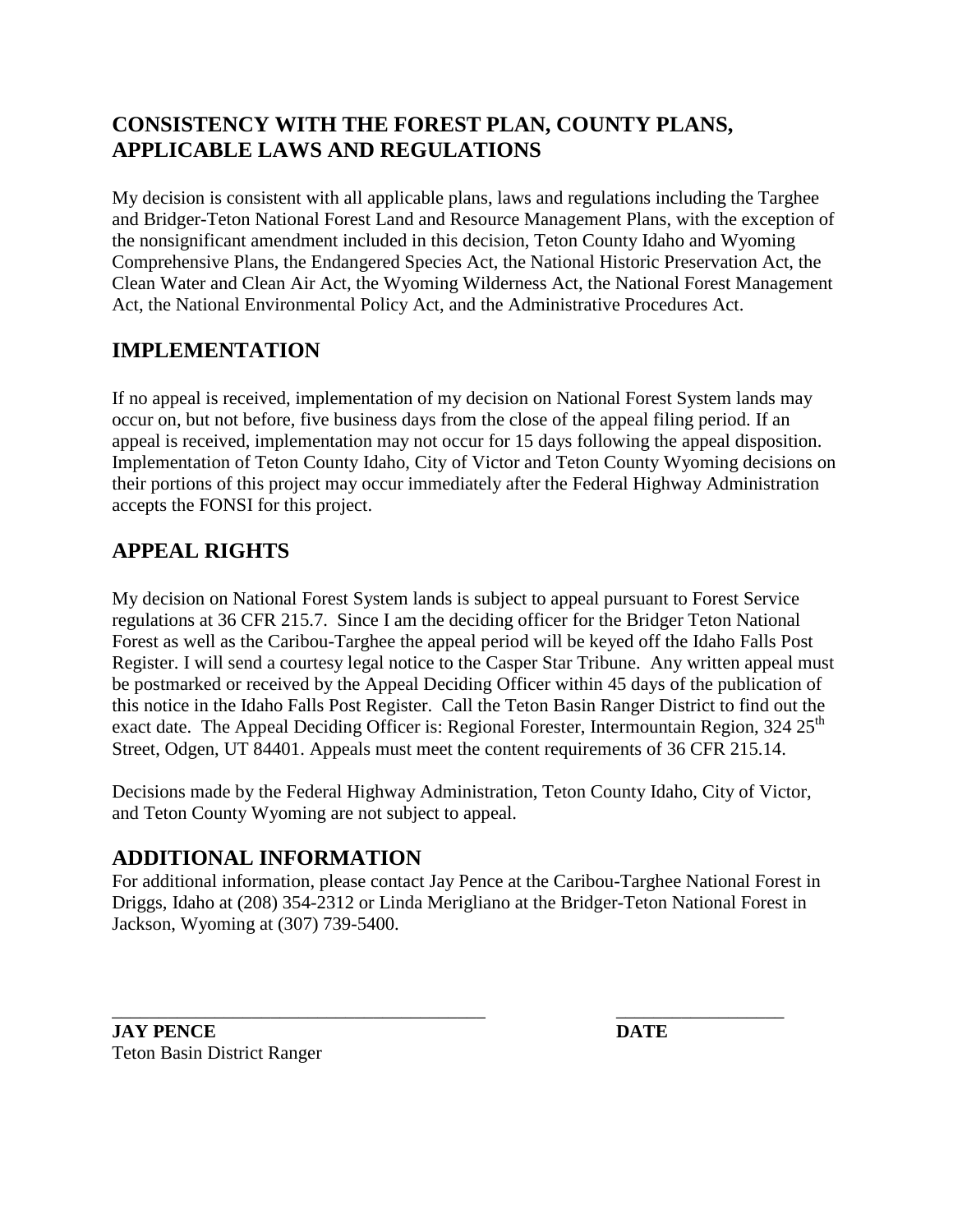## CONSISTENCY WITH THE FOREST PLAN, COUNTY PLANS, APPLICABLE LAWS AND REGULATIONS

My decision is consistent with all applicable plans, laws and regulations including the Targhee and Bridger-Teton National Forest Land and Resource Management Plans, with the exception of the nonsignificant amendment included in this decision, Teton County Idaho and Wyoming Comprehensive Plans, the Endangered Species Act, the National Historic Preservation Act, the Clean Water and Clean Air Act, the Wyoming Wilderness Act, the National Forest Management Act, the National Environmental Policy Act, and the Administrative Procedures Act.

## IMPLEMENTATION

If no appeal is received, implementation of my decision on National Forest System lands may occur on, but not before, five business days from the close of the appeal filing period. If an appeal is received, implementation may not occur for 15 days following the appeal disposition. Implementation of Teton County Idaho, City of Victor and Teton County Wyoming decisions on their portions of this project may occur immediately after the Federal Highway Administration accepts the FONSI for this project.

## APPEAL RIGHTS

My decision on National Forest System lands is subject to appeal pursuant to Forest Service regulations at 36 CFR 215.7. Since I am the deciding officer for the Bridger Teton National Forest as well as the Caribou-Targhee the appeal period will be keyed off the Idaho Falls Post Register. I will send a courtesy legal notice to the Casper Star Tribune. Any written appeal must be postmarked or received by the Appeal Deciding Officer within 45 days of the publication of this notice in the Idaho Falls Post Register. Call the Teton Basin Ranger District to find out the exact date. The Appeal Deciding Officer is: Regional Forester, Intermountain Region, 324 25th Street, Odgen, UT 84401. Appeals must meet the content requirements of 36 CFR 215.14.

Decisions made by the Federal Highway Administration, Teton County Idaho, City of Victor, and Teton County Wyoming are not subject to appeal.

## ADDITIONAL INFORMATION

For additional information, please contact Jay Pence at the Caribou-Targhee National Forest in Driggs, Idaho at (208) 354-2312 or Linda Merigliano at the Bridger-Teton National Forest in Jackson, Wyoming at (307) 739-5400.

\_\_\_\_\_\_\_\_\_\_\_\_\_\_\_\_\_\_\_\_\_\_\_\_\_\_\_\_\_\_\_\_\_\_\_\_\_\_\_\_ &nbsp;&nbsp;&nbsp;&nbsp; \_\_\_\_\_\_\_\_\_\_\_\_\_\_\_\_\_\_

**JAY PENCE** &nbsp;&nbsp;&nbsp;&nbsp; **DATE**

Teton Basin District Ranger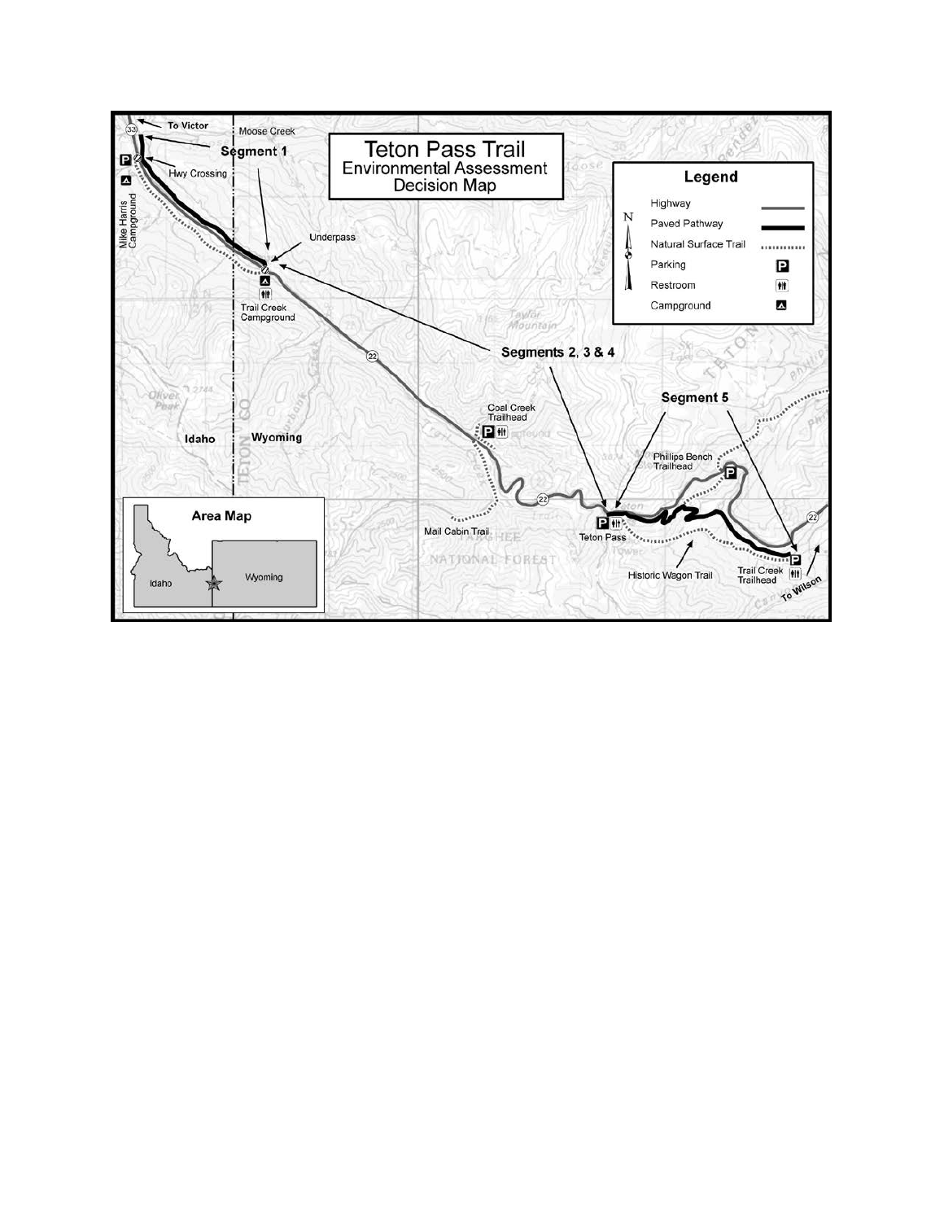# Teton Pass Trail
## Environmental Assessment Decision Map

**Legend**

| Feature | Symbol |
| --- | --- |
| Highway | |
| Paved Pathway | |
| Natural Surface Trail | |
| Parking | P |
| Restroom | |
| Campground | |

To Victor

Moose Creek

Segment 1

Hwy Crossing

Mike Harris Campground

Underpass

Trail Creek Campground

Segments 2, 3 & 4

Segment 5

Coal Creek Trailhead

Phillips Bench Trailhead

Idaho

Wyoming

Teton Co

Oliver Peak

Taylor Mountain

Mail Cabin Trail

Teton Pass

Historic Wagon Trail

Trail Creek Trailhead

To Wilson

Targhee National Forest

**Area Map**

Idaho

Wyoming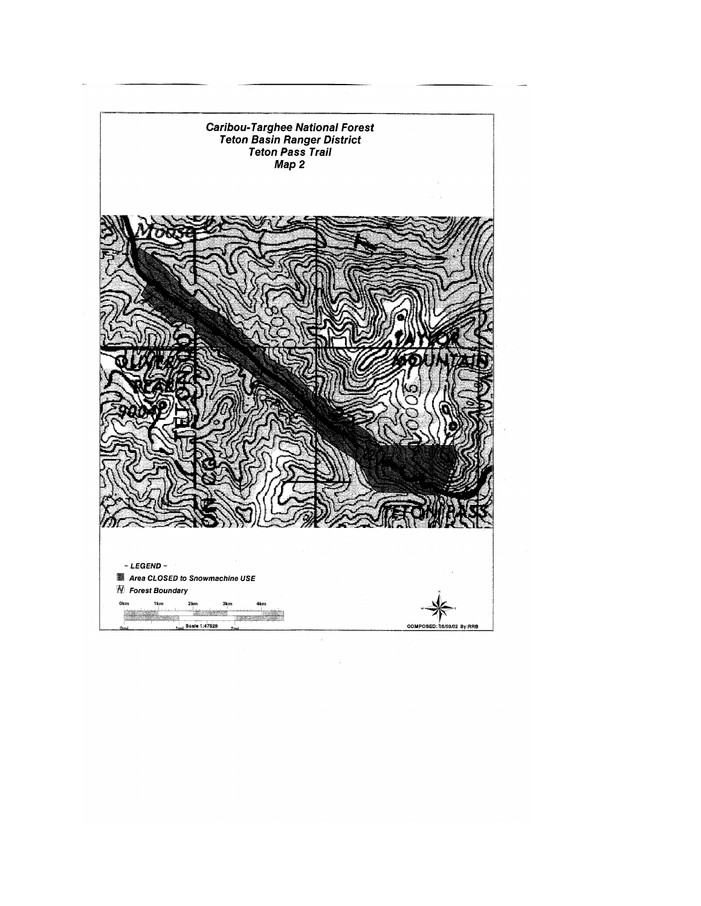# Caribou-Targhee National Forest
## Teton Basin Ranger District
## Teton Pass Trail
## Map 2

Moose Cr

TAYLOR MOUNTAIN

OLIVER PEAK 9004

TETON CO

TETON PASS

~ LEGEND ~

Area CLOSED to Snowmachine USE

Forest Boundary

0km 1km 2km 3km 4km

0mi 1mi Scale 1:47529 2mi

COMPOSED: 08/03/02 By:RRB